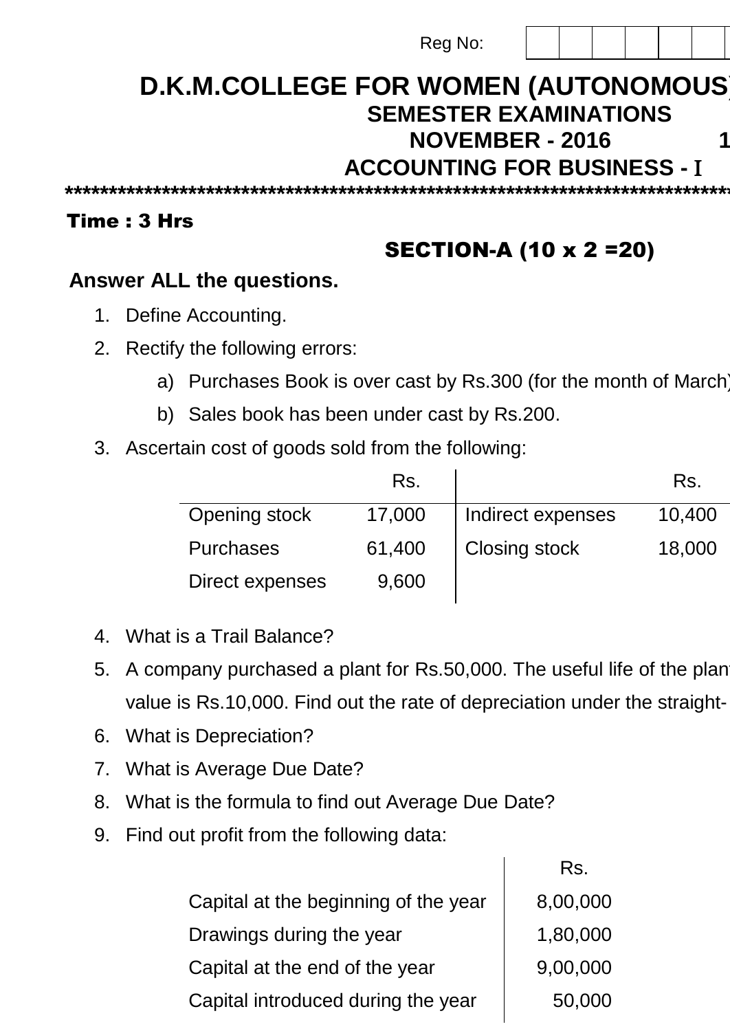Reg No: | | | | | | |

# D.K.M.COLLEGE FOR WOMEN (AUTONOMOUS)

## SEMESTER EXAMINATIONS

## NOVEMBER - 2016 1

## ACCOUNTING FOR BUSINESS - I

*******************************************************************************

**Time : 3 Hrs**

### SECTION-A (10 x 2 =20)

**Answer ALL the questions.**

1. Define Accounting.
2. Rectify the following errors:
   a) Purchases Book is over cast by Rs.300 (for the month of March)
   b) Sales book has been under cast by Rs.200.
3. Ascertain cost of goods sold from the following:

| | Rs. | | Rs. |
|---|---|---|---|
| Opening stock | 17,000 | Indirect expenses | 10,400 |
| Purchases | 61,400 | Closing stock | 18,000 |
| Direct expenses | 9,600 | | |

4. What is a Trail Balance?
5. A company purchased a plant for Rs.50,000. The useful life of the plant value is Rs.10,000. Find out the rate of depreciation under the straight-
6. What is Depreciation?
7. What is Average Due Date?
8. What is the formula to find out Average Due Date?
9. Find out profit from the following data:

| | Rs. |
|---|---|
| Capital at the beginning of the year | 8,00,000 |
| Drawings during the year | 1,80,000 |
| Capital at the end of the year | 9,00,000 |
| Capital introduced during the year | 50,000 |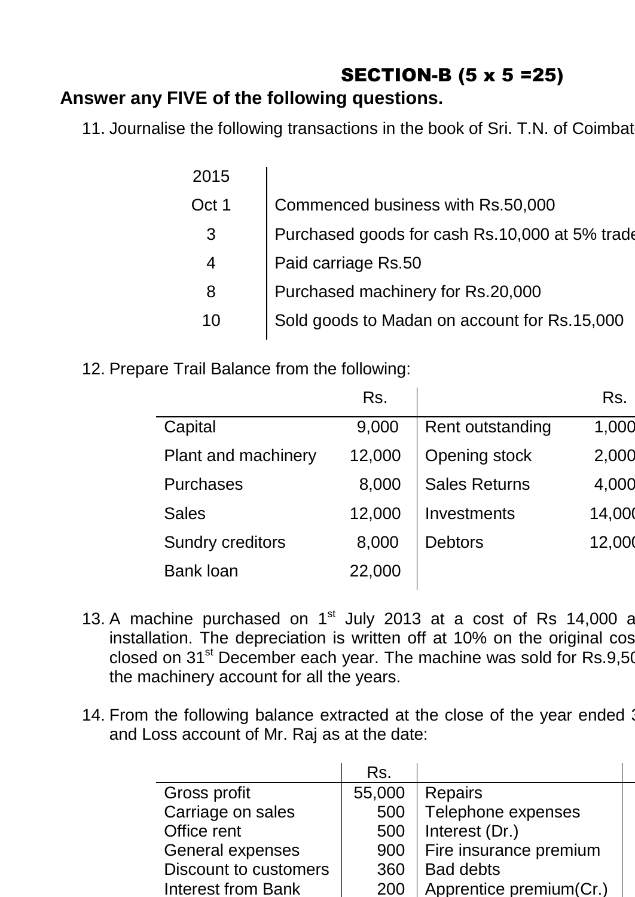## SECTION-B (5 x 5 =25)

**Answer any FIVE of the following questions.**

11. Journalise the following transactions in the book of Sri. T.N. of Coimbat

| 2015 | |
|---|---|
| Oct 1 | Commenced business with Rs.50,000 |
| 3 | Purchased goods for cash Rs.10,000 at 5% trade |
| 4 | Paid carriage Rs.50 |
| 8 | Purchased machinery for Rs.20,000 |
| 10 | Sold goods to Madan on account for Rs.15,000 |

12. Prepare Trail Balance from the following:

| | Rs. | | Rs. |
|---|---|---|---|
| Capital | 9,000 | Rent outstanding | 1,000 |
| Plant and machinery | 12,000 | Opening stock | 2,000 |
| Purchases | 8,000 | Sales Returns | 4,000 |
| Sales | 12,000 | Investments | 14,000 |
| Sundry creditors | 8,000 | Debtors | 12,000 |
| Bank loan | 22,000 | | |

13. A machine purchased on 1st July 2013 at a cost of Rs 14,000 a installation. The depreciation is written off at 10% on the original cos closed on 31st December each year. The machine was sold for Rs.9,50 the machinery account for all the years.

14. From the following balance extracted at the close of the year ended 3 and Loss account of Mr. Raj as at the date:

| | Rs. | | |
|---|---|---|---|
| Gross profit | 55,000 | Repairs | |
| Carriage on sales | 500 | Telephone expenses | |
| Office rent | 500 | Interest (Dr.) | |
| General expenses | 900 | Fire insurance premium | |
| Discount to customers | 360 | Bad debts | |
| Interest from Bank | 200 | Apprentice premium(Cr.) | |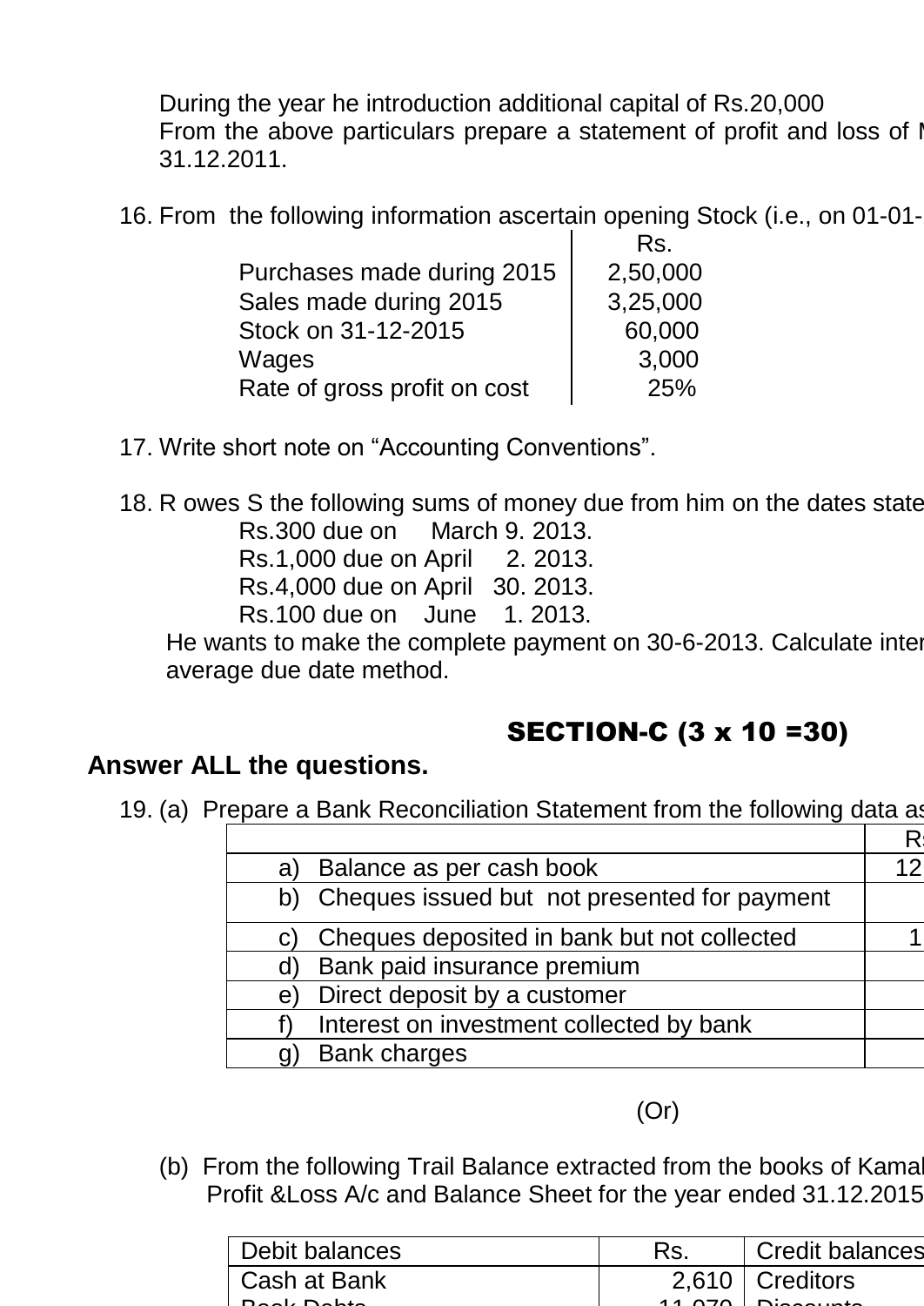During the year he introduction additional capital of Rs.20,000
From the above particulars prepare a statement of profit and loss of M
31.12.2011.

16. From the following information ascertain opening Stock (i.e., on 01-01-

| | Rs. |
|---|---|
| Purchases made during 2015 | 2,50,000 |
| Sales made during 2015 | 3,25,000 |
| Stock on 31-12-2015 | 60,000 |
| Wages | 3,000 |
| Rate of gross profit on cost | 25% |

17. Write short note on "Accounting Conventions".

18. R owes S the following sums of money due from him on the dates state

    Rs.300 due on March 9. 2013.
    Rs.1,000 due on April 2. 2013.
    Rs.4,000 due on April 30. 2013.
    Rs.100 due on June 1. 2013.

    He wants to make the complete payment on 30-6-2013. Calculate inter
    average due date method.

## SECTION-C (3 x 10 =30)

**Answer ALL the questions.**

19. (a) Prepare a Bank Reconciliation Statement from the following data as

| | R |
|---|---|
| a) Balance as per cash book | 12 |
| b) Cheques issued but not presented for payment | |
| c) Cheques deposited in bank but not collected | 1 |
| d) Bank paid insurance premium | |
| e) Direct deposit by a customer | |
| f) Interest on investment collected by bank | |
| g) Bank charges | |

(Or)

(b) From the following Trail Balance extracted from the books of Kamal
Profit &Loss A/c and Balance Sheet for the year ended 31.12.2015

| Debit balances | Rs. | Credit balances |
|---|---|---|
| Cash at Bank | 2,610 | Creditors |
| Book Debts | 11,070 | Discounts |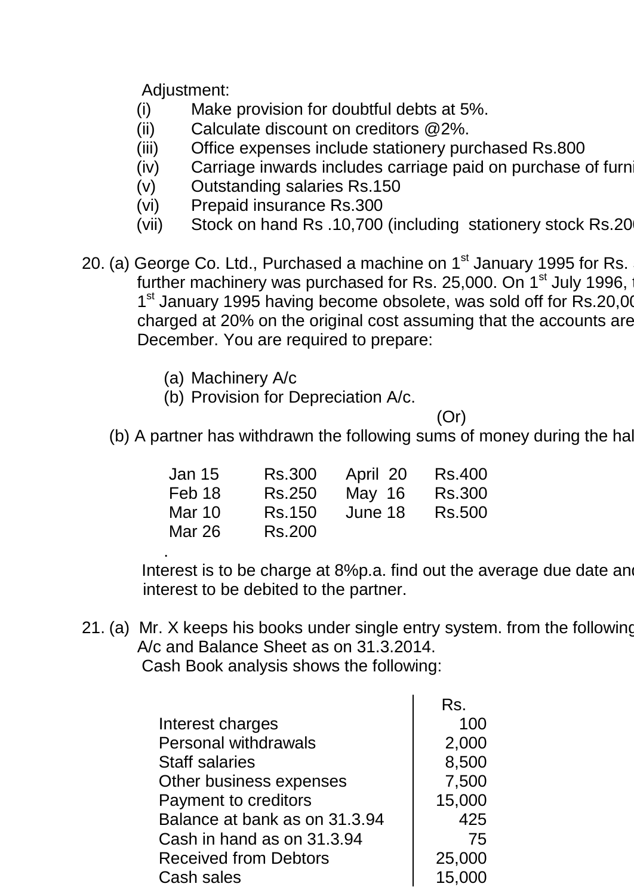Adjustment:

(i) Make provision for doubtful debts at 5%.
(ii) Calculate discount on creditors @2%.
(iii) Office expenses include stationery purchased Rs.800
(iv) Carriage inwards includes carriage paid on purchase of furni
(v) Outstanding salaries Rs.150
(vi) Prepaid insurance Rs.300
(vii) Stock on hand Rs .10,700 (including stationery stock Rs.20

20. (a) George Co. Ltd., Purchased a machine on 1st January 1995 for Rs. further machinery was purchased for Rs. 25,000. On 1st July 1996, 1st January 1995 having become obsolete, was sold off for Rs.20,00 charged at 20% on the original cost assuming that the accounts are December. You are required to prepare:

(a) Machinery A/c
(b) Provision for Depreciation A/c.

(Or)

(b) A partner has withdrawn the following sums of money during the hal

| | | | |
|---|---|---|---|
| Jan 15 | Rs.300 | April 20 | Rs.400 |
| Feb 18 | Rs.250 | May 16 | Rs.300 |
| Mar 10 | Rs.150 | June 18 | Rs.500 |
| Mar 26 | Rs.200 | | |

.

Interest is to be charge at 8%p.a. find out the average due date and interest to be debited to the partner.

21. (a) Mr. X keeps his books under single entry system. from the following A/c and Balance Sheet as on 31.3.2014.

Cash Book analysis shows the following:

| | Rs. |
|---|---|
| Interest charges | 100 |
| Personal withdrawals | 2,000 |
| Staff salaries | 8,500 |
| Other business expenses | 7,500 |
| Payment to creditors | 15,000 |
| Balance at bank as on 31.3.94 | 425 |
| Cash in hand as on 31.3.94 | 75 |
| Received from Debtors | 25,000 |
| Cash sales | 15,000 |